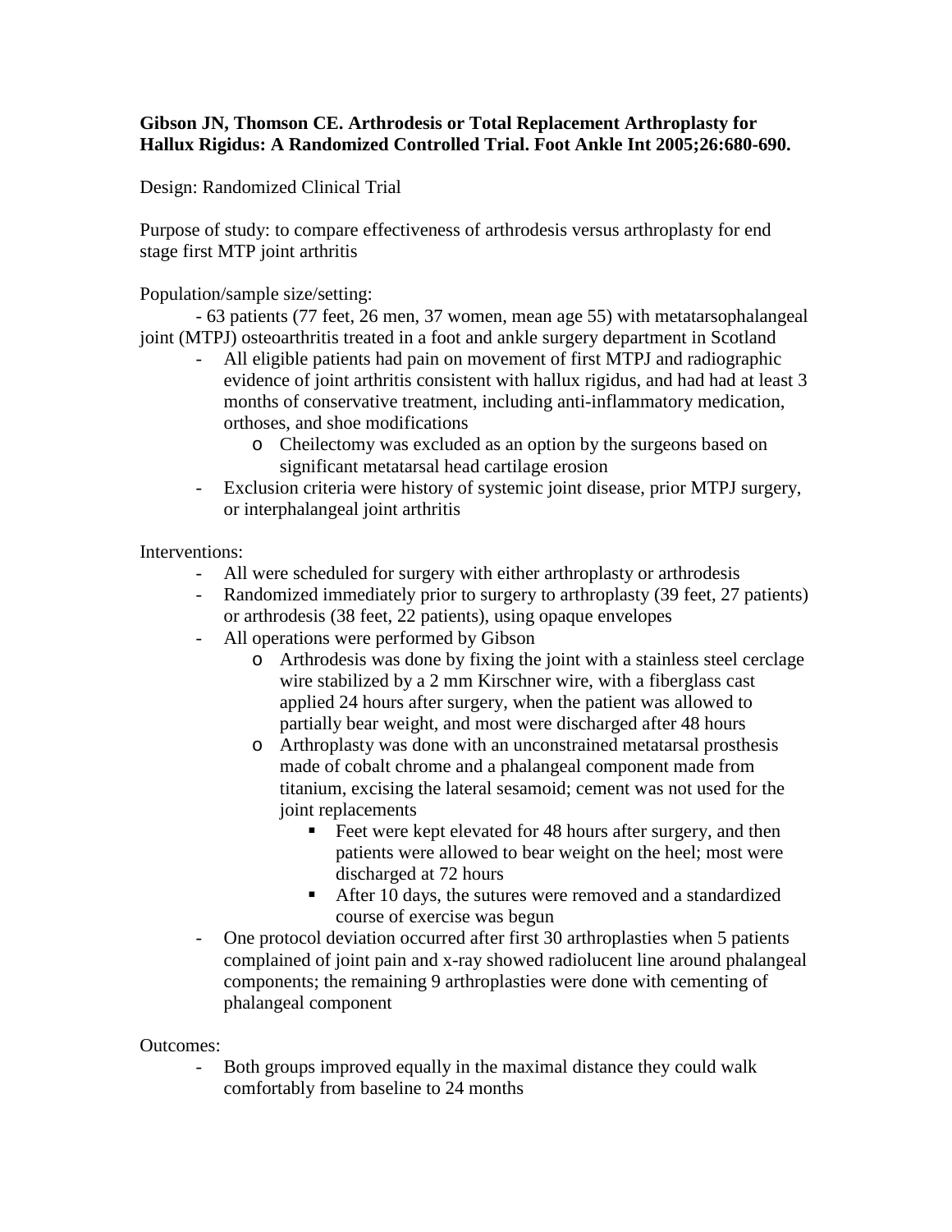**Gibson JN, Thomson CE. Arthrodesis or Total Replacement Arthroplasty for Hallux Rigidus: A Randomized Controlled Trial. Foot Ankle Int 2005;26:680-690.**

Design: Randomized Clinical Trial

Purpose of study: to compare effectiveness of arthrodesis versus arthroplasty for end stage first MTP joint arthritis

Population/sample size/setting:

- 63 patients (77 feet, 26 men, 37 women, mean age 55) with metatarsophalangeal joint (MTPJ) osteoarthritis treated in a foot and ankle surgery department in Scotland
- All eligible patients had pain on movement of first MTPJ and radiographic evidence of joint arthritis consistent with hallux rigidus, and had had at least 3 months of conservative treatment, including anti-inflammatory medication, orthoses, and shoe modifications
    - Cheilectomy was excluded as an option by the surgeons based on significant metatarsal head cartilage erosion
- Exclusion criteria were history of systemic joint disease, prior MTPJ surgery, or interphalangeal joint arthritis

Interventions:

- All were scheduled for surgery with either arthroplasty or arthrodesis
- Randomized immediately prior to surgery to arthroplasty (39 feet, 27 patients) or arthrodesis (38 feet, 22 patients), using opaque envelopes
- All operations were performed by Gibson
    - Arthrodesis was done by fixing the joint with a stainless steel cerclage wire stabilized by a 2 mm Kirschner wire, with a fiberglass cast applied 24 hours after surgery, when the patient was allowed to partially bear weight, and most were discharged after 48 hours
    - Arthroplasty was done with an unconstrained metatarsal prosthesis made of cobalt chrome and a phalangeal component made from titanium, excising the lateral sesamoid; cement was not used for the joint replacements
        - Feet were kept elevated for 48 hours after surgery, and then patients were allowed to bear weight on the heel; most were discharged at 72 hours
        - After 10 days, the sutures were removed and a standardized course of exercise was begun
- One protocol deviation occurred after first 30 arthroplasties when 5 patients complained of joint pain and x-ray showed radiolucent line around phalangeal components; the remaining 9 arthroplasties were done with cementing of phalangeal component

Outcomes:

- Both groups improved equally in the maximal distance they could walk comfortably from baseline to 24 months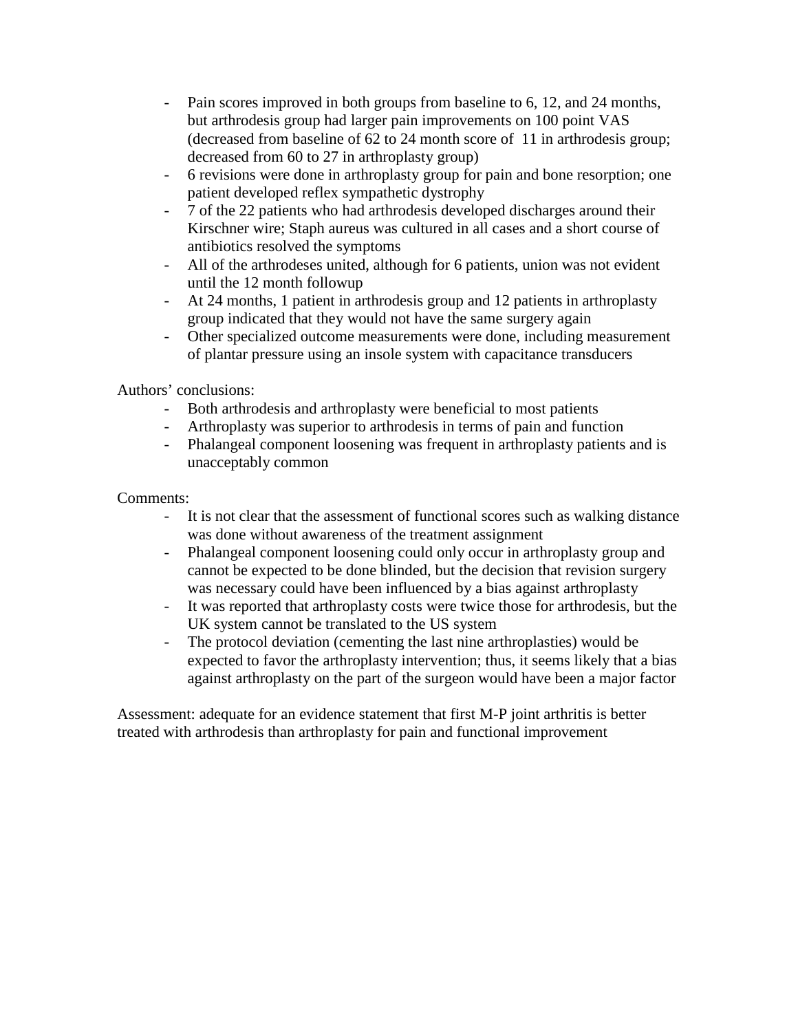- Pain scores improved in both groups from baseline to 6, 12, and 24 months, but arthrodesis group had larger pain improvements on 100 point VAS (decreased from baseline of 62 to 24 month score of 11 in arthrodesis group; decreased from 60 to 27 in arthroplasty group)
- 6 revisions were done in arthroplasty group for pain and bone resorption; one patient developed reflex sympathetic dystrophy
- 7 of the 22 patients who had arthrodesis developed discharges around their Kirschner wire; Staph aureus was cultured in all cases and a short course of antibiotics resolved the symptoms
- All of the arthrodeses united, although for 6 patients, union was not evident until the 12 month followup
- At 24 months, 1 patient in arthrodesis group and 12 patients in arthroplasty group indicated that they would not have the same surgery again
- Other specialized outcome measurements were done, including measurement of plantar pressure using an insole system with capacitance transducers

Authors' conclusions:

- Both arthrodesis and arthroplasty were beneficial to most patients
- Arthroplasty was superior to arthrodesis in terms of pain and function
- Phalangeal component loosening was frequent in arthroplasty patients and is unacceptably common

Comments:

- It is not clear that the assessment of functional scores such as walking distance was done without awareness of the treatment assignment
- Phalangeal component loosening could only occur in arthroplasty group and cannot be expected to be done blinded, but the decision that revision surgery was necessary could have been influenced by a bias against arthroplasty
- It was reported that arthroplasty costs were twice those for arthrodesis, but the UK system cannot be translated to the US system
- The protocol deviation (cementing the last nine arthroplasties) would be expected to favor the arthroplasty intervention; thus, it seems likely that a bias against arthroplasty on the part of the surgeon would have been a major factor

Assessment: adequate for an evidence statement that first M-P joint arthritis is better treated with arthrodesis than arthroplasty for pain and functional improvement